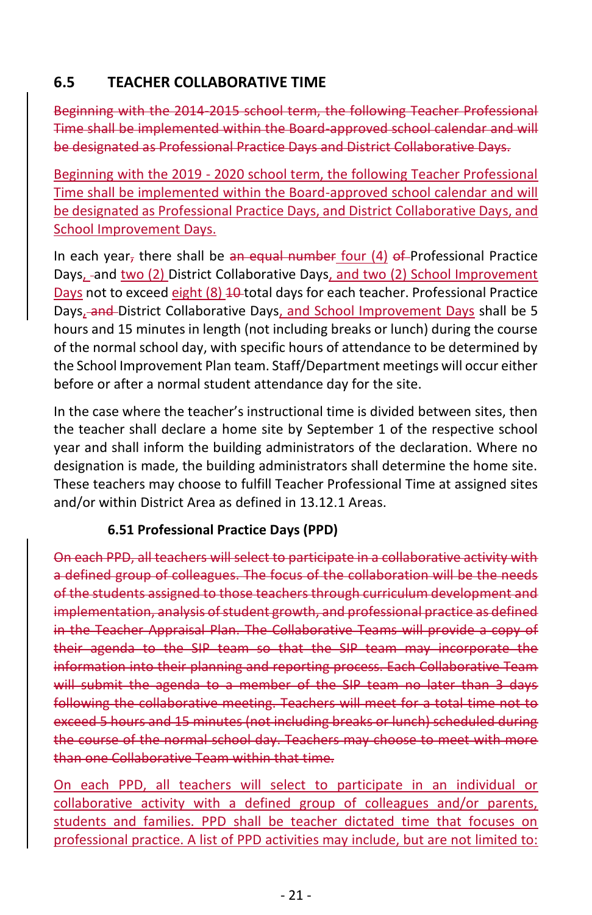## 6.5 TEACHER COLLABORATIVE TIME

~~Beginning with the 2014-2015 school term, the following Teacher Professional Time shall be implemented within the Board-approved school calendar and will be designated as Professional Practice Days and District Collaborative Days.~~

Beginning with the 2019 - 2020 school term, the following Teacher Professional Time shall be implemented within the Board-approved school calendar and will be designated as Professional Practice Days, and District Collaborative Days, and School Improvement Days.

In each year~~,~~ there shall be ~~an equal number~~ four (4) ~~of~~ Professional Practice Days, and two (2) District Collaborative Days, and two (2) School Improvement Days not to exceed eight (8) ~~10~~ total days for each teacher. Professional Practice Days~~, and~~ District Collaborative Days, and School Improvement Days shall be 5 hours and 15 minutes in length (not including breaks or lunch) during the course of the normal school day, with specific hours of attendance to be determined by the School Improvement Plan team. Staff/Department meetings will occur either before or after a normal student attendance day for the site.

In the case where the teacher's instructional time is divided between sites, then the teacher shall declare a home site by September 1 of the respective school year and shall inform the building administrators of the declaration. Where no designation is made, the building administrators shall determine the home site. These teachers may choose to fulfill Teacher Professional Time at assigned sites and/or within District Area as defined in 13.12.1 Areas.

### 6.51 Professional Practice Days (PPD)

~~On each PPD, all teachers will select to participate in a collaborative activity with a defined group of colleagues. The focus of the collaboration will be the needs of the students assigned to those teachers through curriculum development and implementation, analysis of student growth, and professional practice as defined in the Teacher Appraisal Plan. The Collaborative Teams will provide a copy of their agenda to the SIP team so that the SIP team may incorporate the information into their planning and reporting process. Each Collaborative Team will submit the agenda to a member of the SIP team no later than 3 days following the collaborative meeting. Teachers will meet for a total time not to exceed 5 hours and 15 minutes (not including breaks or lunch) scheduled during the course of the normal school day. Teachers may choose to meet with more than one Collaborative Team within that time.~~

On each PPD, all teachers will select to participate in an individual or collaborative activity with a defined group of colleagues and/or parents, students and families. PPD shall be teacher dictated time that focuses on professional practice. A list of PPD activities may include, but are not limited to: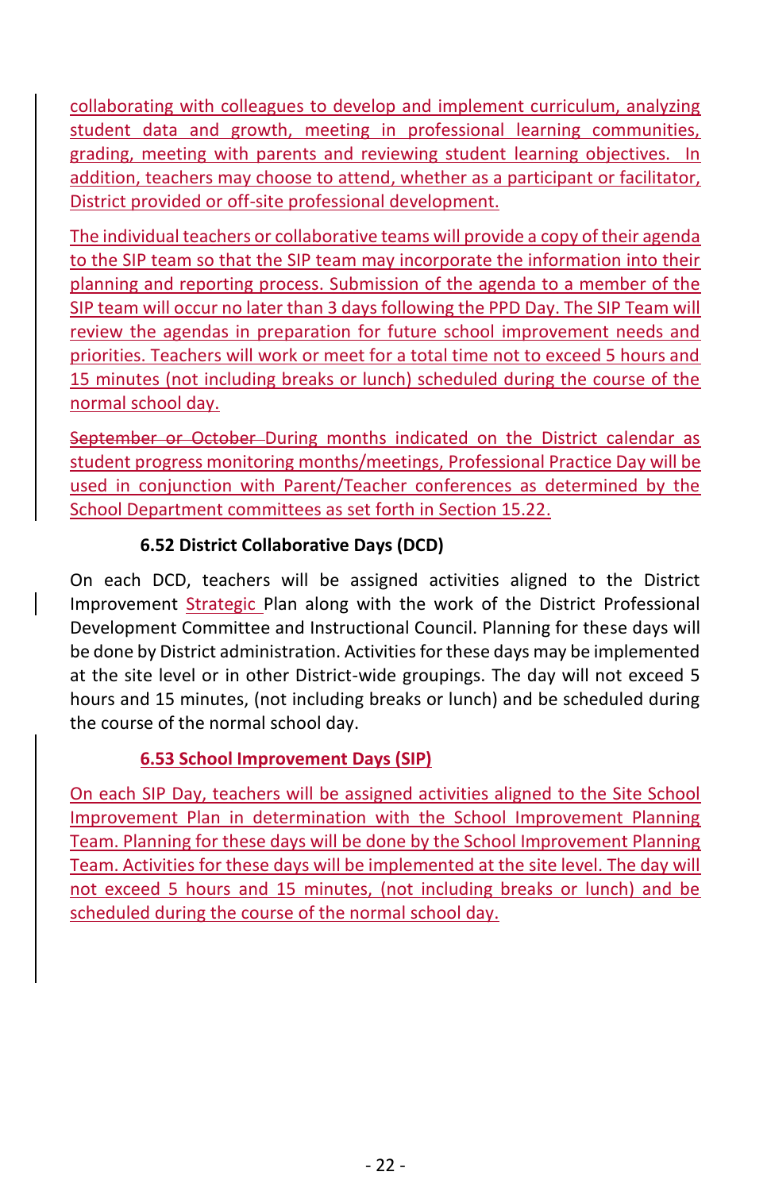collaborating with colleagues to develop and implement curriculum, analyzing student data and growth, meeting in professional learning communities, grading, meeting with parents and reviewing student learning objectives. In addition, teachers may choose to attend, whether as a participant or facilitator, District provided or off-site professional development.

The individual teachers or collaborative teams will provide a copy of their agenda to the SIP team so that the SIP team may incorporate the information into their planning and reporting process. Submission of the agenda to a member of the SIP team will occur no later than 3 days following the PPD Day. The SIP Team will review the agendas in preparation for future school improvement needs and priorities. Teachers will work or meet for a total time not to exceed 5 hours and 15 minutes (not including breaks or lunch) scheduled during the course of the normal school day.

~~September or October~~ During months indicated on the District calendar as student progress monitoring months/meetings, Professional Practice Day will be used in conjunction with Parent/Teacher conferences as determined by the School Department committees as set forth in Section 15.22.

### 6.52 District Collaborative Days (DCD)

On each DCD, teachers will be assigned activities aligned to the District Improvement Strategic Plan along with the work of the District Professional Development Committee and Instructional Council. Planning for these days will be done by District administration. Activities for these days may be implemented at the site level or in other District-wide groupings. The day will not exceed 5 hours and 15 minutes, (not including breaks or lunch) and be scheduled during the course of the normal school day.

### 6.53 School Improvement Days (SIP)

On each SIP Day, teachers will be assigned activities aligned to the Site School Improvement Plan in determination with the School Improvement Planning Team. Planning for these days will be done by the School Improvement Planning Team. Activities for these days will be implemented at the site level. The day will not exceed 5 hours and 15 minutes, (not including breaks or lunch) and be scheduled during the course of the normal school day.